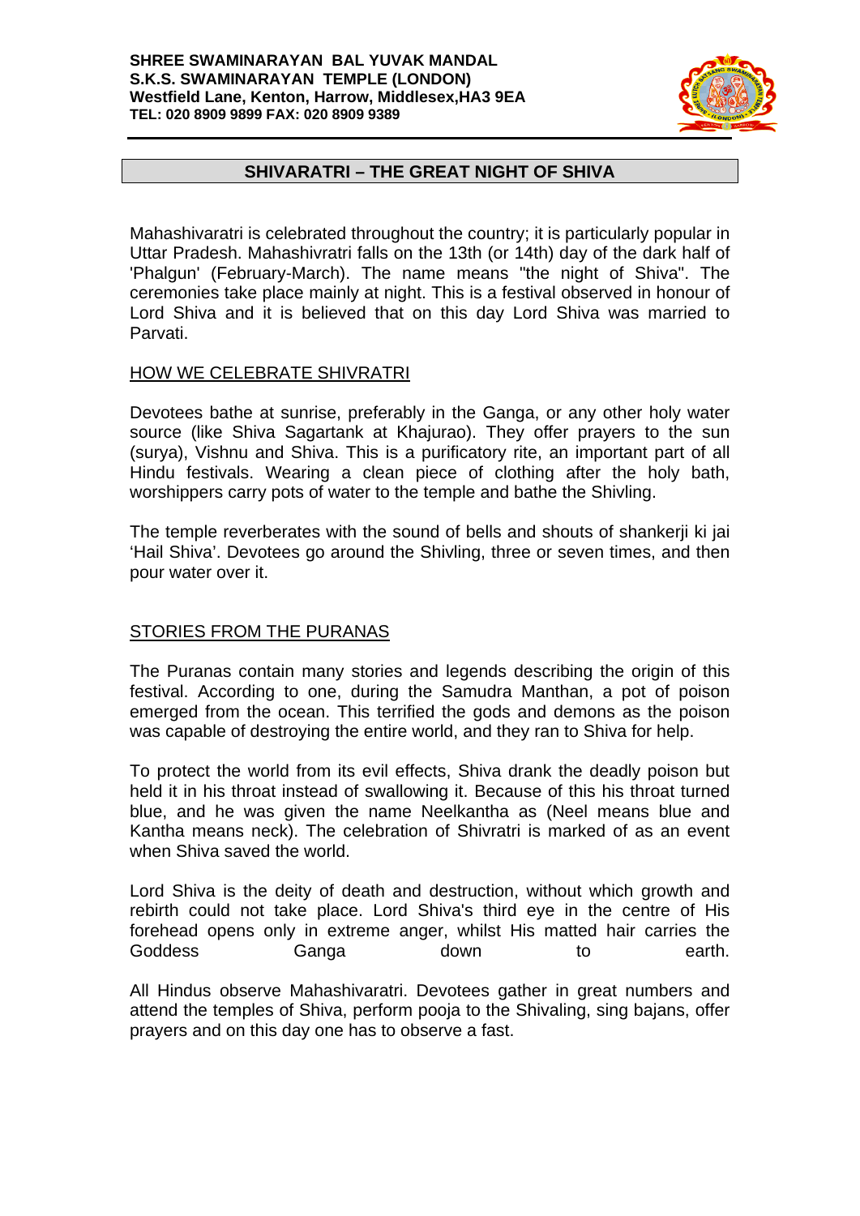**SHREE SWAMINARAYAN BAL YUVAK MANDAL**
**S.K.S. SWAMINARAYAN TEMPLE (LONDON)**
**Westfield Lane, Kenton, Harrow, Middlesex,HA3 9EA**
**TEL: 020 8909 9899 FAX: 020 8909 9389**

## SHIVARATRI – THE GREAT NIGHT OF SHIVA

Mahashivaratri is celebrated throughout the country; it is particularly popular in Uttar Pradesh. Mahashivratri falls on the 13th (or 14th) day of the dark half of 'Phalgun' (February-March). The name means "the night of Shiva". The ceremonies take place mainly at night. This is a festival observed in honour of Lord Shiva and it is believed that on this day Lord Shiva was married to Parvati.

### HOW WE CELEBRATE SHIVRATRI

Devotees bathe at sunrise, preferably in the Ganga, or any other holy water source (like Shiva Sagartank at Khajurao). They offer prayers to the sun (surya), Vishnu and Shiva. This is a purificatory rite, an important part of all Hindu festivals. Wearing a clean piece of clothing after the holy bath, worshippers carry pots of water to the temple and bathe the Shivling.

The temple reverberates with the sound of bells and shouts of shankerji ki jai 'Hail Shiva'. Devotees go around the Shivling, three or seven times, and then pour water over it.

### STORIES FROM THE PURANAS

The Puranas contain many stories and legends describing the origin of this festival. According to one, during the Samudra Manthan, a pot of poison emerged from the ocean. This terrified the gods and demons as the poison was capable of destroying the entire world, and they ran to Shiva for help.

To protect the world from its evil effects, Shiva drank the deadly poison but held it in his throat instead of swallowing it. Because of this his throat turned blue, and he was given the name Neelkantha as (Neel means blue and Kantha means neck). The celebration of Shivratri is marked of as an event when Shiva saved the world.

Lord Shiva is the deity of death and destruction, without which growth and rebirth could not take place. Lord Shiva's third eye in the centre of His forehead opens only in extreme anger, whilst His matted hair carries the Goddess Ganga down to earth.

All Hindus observe Mahashivaratri. Devotees gather in great numbers and attend the temples of Shiva, perform pooja to the Shivaling, sing bajans, offer prayers and on this day one has to observe a fast.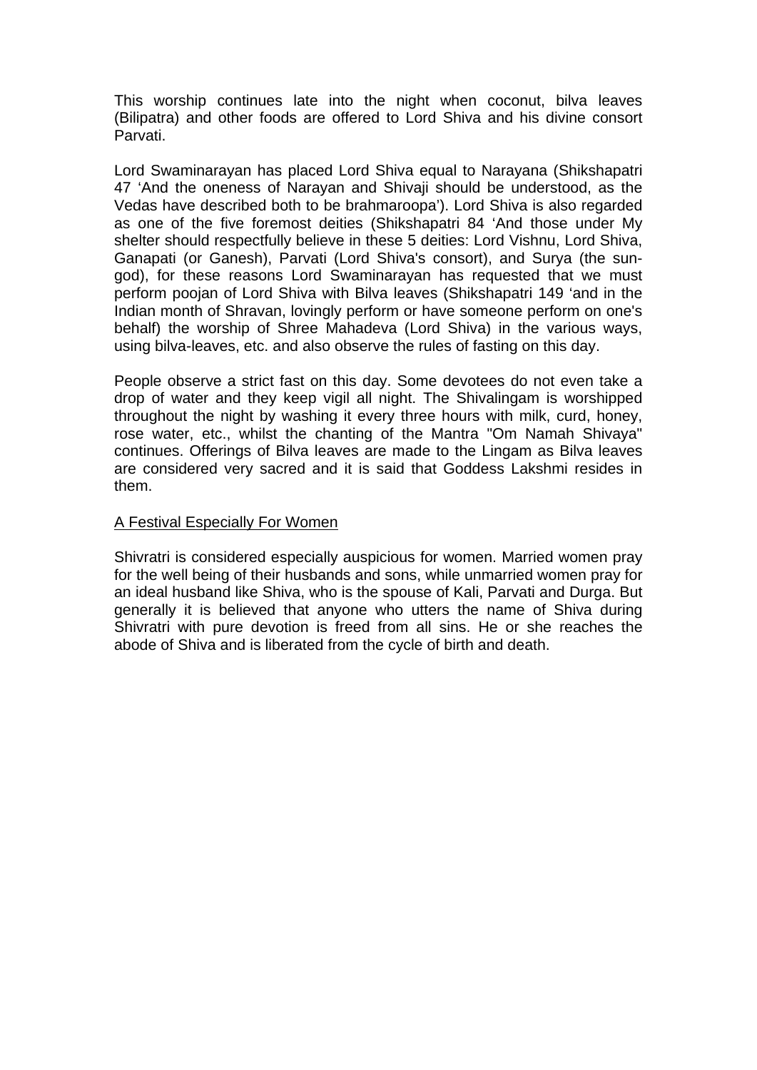This worship continues late into the night when coconut, bilva leaves (Bilipatra) and other foods are offered to Lord Shiva and his divine consort Parvati.

Lord Swaminarayan has placed Lord Shiva equal to Narayana (Shikshapatri 47 'And the oneness of Narayan and Shivaji should be understood, as the Vedas have described both to be brahmaroopa'). Lord Shiva is also regarded as one of the five foremost deities (Shikshapatri 84 'And those under My shelter should respectfully believe in these 5 deities: Lord Vishnu, Lord Shiva, Ganapati (or Ganesh), Parvati (Lord Shiva's consort), and Surya (the sun-god), for these reasons Lord Swaminarayan has requested that we must perform poojan of Lord Shiva with Bilva leaves (Shikshapatri 149 'and in the Indian month of Shravan, lovingly perform or have someone perform on one's behalf) the worship of Shree Mahadeva (Lord Shiva) in the various ways, using bilva-leaves, etc. and also observe the rules of fasting on this day.

People observe a strict fast on this day. Some devotees do not even take a drop of water and they keep vigil all night. The Shivalingam is worshipped throughout the night by washing it every three hours with milk, curd, honey, rose water, etc., whilst the chanting of the Mantra "Om Namah Shivaya" continues. Offerings of Bilva leaves are made to the Lingam as Bilva leaves are considered very sacred and it is said that Goddess Lakshmi resides in them.

## A Festival Especially For Women

Shivratri is considered especially auspicious for women. Married women pray for the well being of their husbands and sons, while unmarried women pray for an ideal husband like Shiva, who is the spouse of Kali, Parvati and Durga. But generally it is believed that anyone who utters the name of Shiva during Shivratri with pure devotion is freed from all sins. He or she reaches the abode of Shiva and is liberated from the cycle of birth and death.